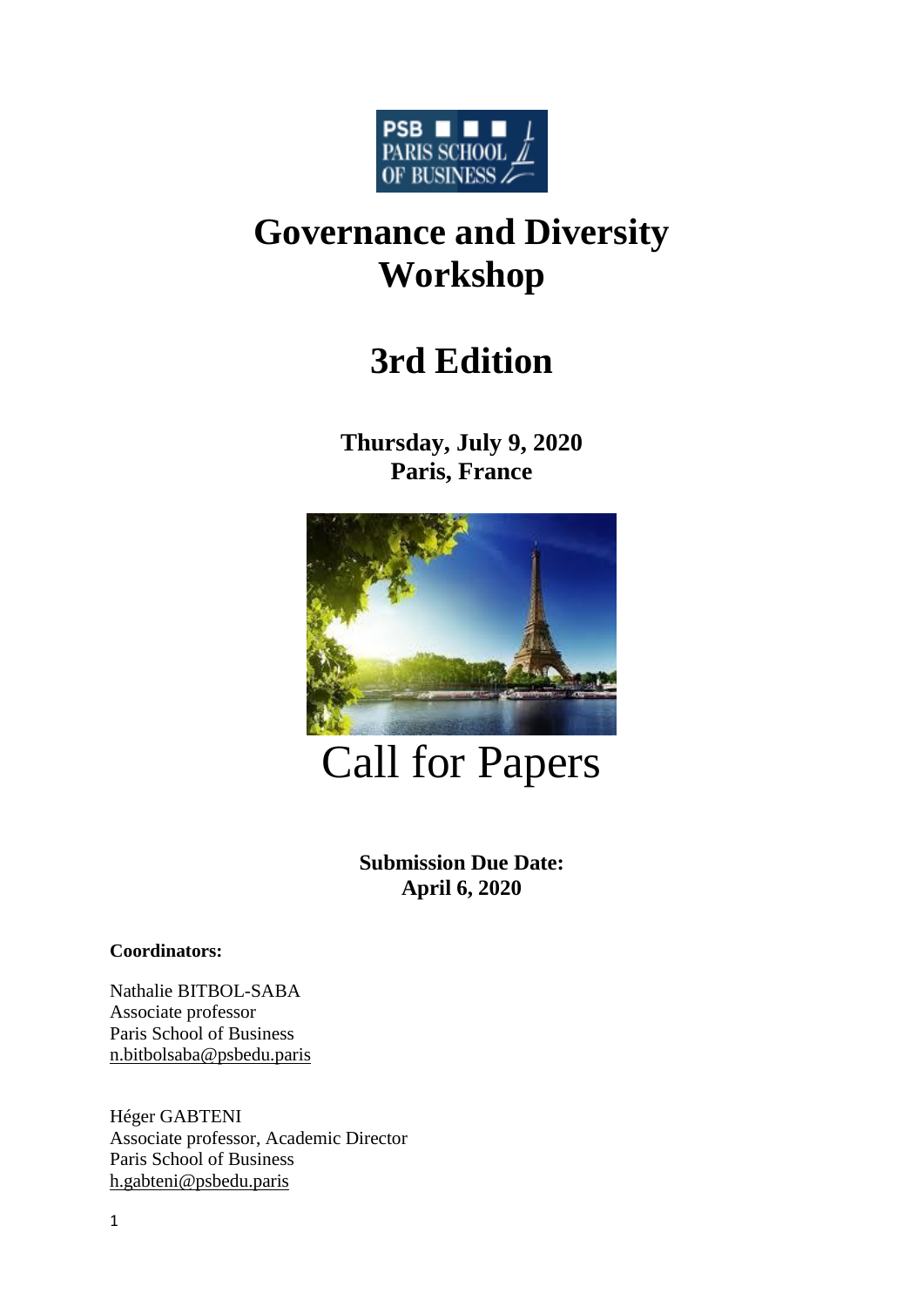# Governance and Diversity Workshop

## 3rd Edition

**Thursday, July 9, 2020**
**Paris, France**

Call for Papers

**Submission Due Date:**
**April 6, 2020**

**Coordinators:**

Nathalie BITBOL-SABA
Associate professor
Paris School of Business
n.bitbolsaba@psbedu.paris

Héger GABTENI
Associate professor, Academic Director
Paris School of Business
h.gabteni@psbedu.paris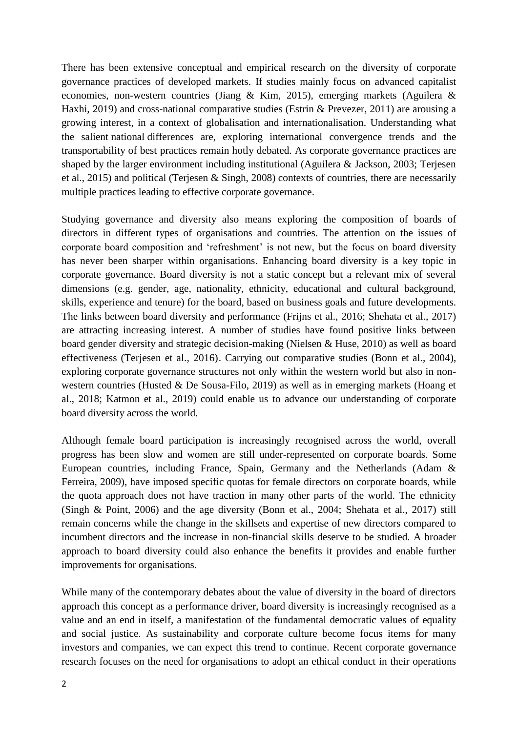There has been extensive conceptual and empirical research on the diversity of corporate governance practices of developed markets. If studies mainly focus on advanced capitalist economies, non-western countries (Jiang & Kim, 2015), emerging markets (Aguilera & Haxhi, 2019) and cross-national comparative studies (Estrin & Prevezer, 2011) are arousing a growing interest, in a context of globalisation and internationalisation. Understanding what the salient national differences are, exploring international convergence trends and the transportability of best practices remain hotly debated. As corporate governance practices are shaped by the larger environment including institutional (Aguilera & Jackson, 2003; Terjesen et al., 2015) and political (Terjesen & Singh, 2008) contexts of countries, there are necessarily multiple practices leading to effective corporate governance.

Studying governance and diversity also means exploring the composition of boards of directors in different types of organisations and countries. The attention on the issues of corporate board composition and 'refreshment' is not new, but the focus on board diversity has never been sharper within organisations. Enhancing board diversity is a key topic in corporate governance. Board diversity is not a static concept but a relevant mix of several dimensions (e.g. gender, age, nationality, ethnicity, educational and cultural background, skills, experience and tenure) for the board, based on business goals and future developments. The links between board diversity and performance (Frijns et al., 2016; Shehata et al., 2017) are attracting increasing interest. A number of studies have found positive links between board gender diversity and strategic decision-making (Nielsen & Huse, 2010) as well as board effectiveness (Terjesen et al., 2016). Carrying out comparative studies (Bonn et al., 2004), exploring corporate governance structures not only within the western world but also in non-western countries (Husted & De Sousa-Filo, 2019) as well as in emerging markets (Hoang et al., 2018; Katmon et al., 2019) could enable us to advance our understanding of corporate board diversity across the world.

Although female board participation is increasingly recognised across the world, overall progress has been slow and women are still under-represented on corporate boards. Some European countries, including France, Spain, Germany and the Netherlands (Adam & Ferreira, 2009), have imposed specific quotas for female directors on corporate boards, while the quota approach does not have traction in many other parts of the world. The ethnicity (Singh & Point, 2006) and the age diversity (Bonn et al., 2004; Shehata et al., 2017) still remain concerns while the change in the skillsets and expertise of new directors compared to incumbent directors and the increase in non-financial skills deserve to be studied. A broader approach to board diversity could also enhance the benefits it provides and enable further improvements for organisations.

While many of the contemporary debates about the value of diversity in the board of directors approach this concept as a performance driver, board diversity is increasingly recognised as a value and an end in itself, a manifestation of the fundamental democratic values of equality and social justice. As sustainability and corporate culture become focus items for many investors and companies, we can expect this trend to continue. Recent corporate governance research focuses on the need for organisations to adopt an ethical conduct in their operations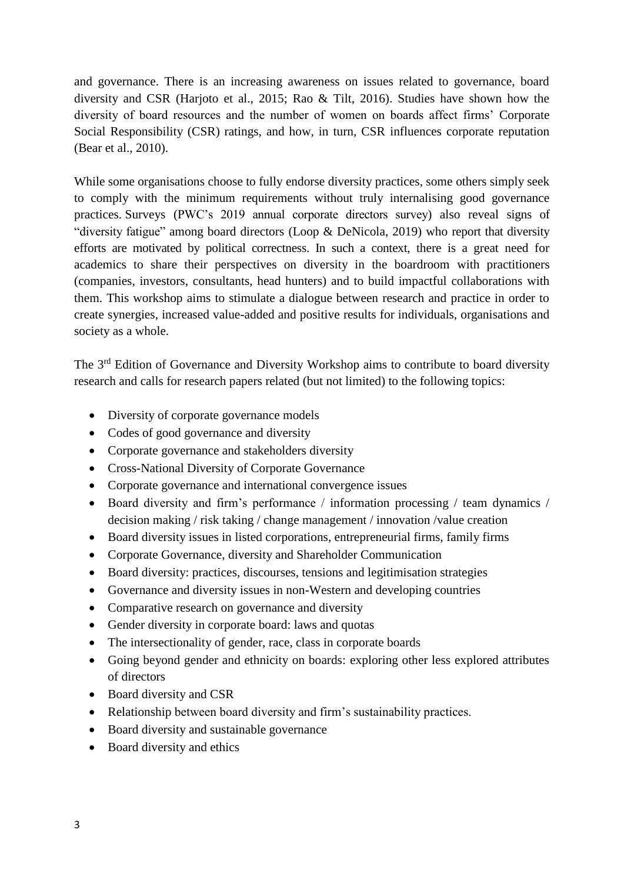and governance. There is an increasing awareness on issues related to governance, board diversity and CSR (Harjoto et al., 2015; Rao & Tilt, 2016). Studies have shown how the diversity of board resources and the number of women on boards affect firms' Corporate Social Responsibility (CSR) ratings, and how, in turn, CSR influences corporate reputation (Bear et al., 2010).

While some organisations choose to fully endorse diversity practices, some others simply seek to comply with the minimum requirements without truly internalising good governance practices. Surveys (PWC's 2019 annual corporate directors survey) also reveal signs of "diversity fatigue" among board directors (Loop & DeNicola, 2019) who report that diversity efforts are motivated by political correctness. In such a context, there is a great need for academics to share their perspectives on diversity in the boardroom with practitioners (companies, investors, consultants, head hunters) and to build impactful collaborations with them. This workshop aims to stimulate a dialogue between research and practice in order to create synergies, increased value-added and positive results for individuals, organisations and society as a whole.

The 3rd Edition of Governance and Diversity Workshop aims to contribute to board diversity research and calls for research papers related (but not limited) to the following topics:

- Diversity of corporate governance models
- Codes of good governance and diversity
- Corporate governance and stakeholders diversity
- Cross-National Diversity of Corporate Governance
- Corporate governance and international convergence issues
- Board diversity and firm's performance / information processing / team dynamics / decision making / risk taking / change management / innovation /value creation
- Board diversity issues in listed corporations, entrepreneurial firms, family firms
- Corporate Governance, diversity and Shareholder Communication
- Board diversity: practices, discourses, tensions and legitimisation strategies
- Governance and diversity issues in non-Western and developing countries
- Comparative research on governance and diversity
- Gender diversity in corporate board: laws and quotas
- The intersectionality of gender, race, class in corporate boards
- Going beyond gender and ethnicity on boards: exploring other less explored attributes of directors
- Board diversity and CSR
- Relationship between board diversity and firm's sustainability practices.
- Board diversity and sustainable governance
- Board diversity and ethics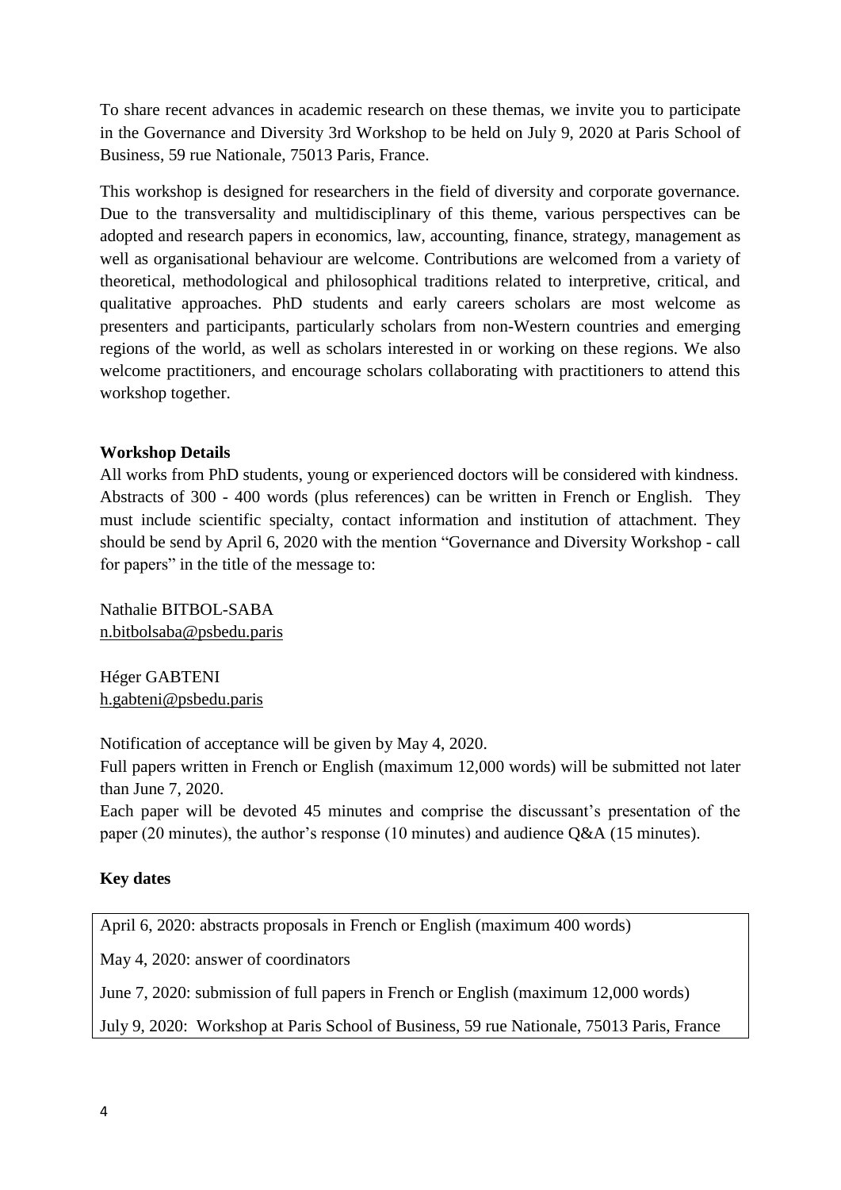To share recent advances in academic research on these themas, we invite you to participate in the Governance and Diversity 3rd Workshop to be held on July 9, 2020 at Paris School of Business, 59 rue Nationale, 75013 Paris, France.

This workshop is designed for researchers in the field of diversity and corporate governance. Due to the transversality and multidisciplinary of this theme, various perspectives can be adopted and research papers in economics, law, accounting, finance, strategy, management as well as organisational behaviour are welcome. Contributions are welcomed from a variety of theoretical, methodological and philosophical traditions related to interpretive, critical, and qualitative approaches. PhD students and early careers scholars are most welcome as presenters and participants, particularly scholars from non-Western countries and emerging regions of the world, as well as scholars interested in or working on these regions. We also welcome practitioners, and encourage scholars collaborating with practitioners to attend this workshop together.

**Workshop Details**

All works from PhD students, young or experienced doctors will be considered with kindness. Abstracts of 300 - 400 words (plus references) can be written in French or English. They must include scientific specialty, contact information and institution of attachment. They should be send by April 6, 2020 with the mention "Governance and Diversity Workshop - call for papers" in the title of the message to:

Nathalie BITBOL-SABA
n.bitbolsaba@psbedu.paris

Héger GABTENI
h.gabteni@psbedu.paris

Notification of acceptance will be given by May 4, 2020.
Full papers written in French or English (maximum 12,000 words) will be submitted not later than June 7, 2020.
Each paper will be devoted 45 minutes and comprise the discussant's presentation of the paper (20 minutes), the author's response (10 minutes) and audience Q&A (15 minutes).

**Key dates**

April 6, 2020: abstracts proposals in French or English (maximum 400 words)

May 4, 2020: answer of coordinators

June 7, 2020: submission of full papers in French or English (maximum 12,000 words)

July 9, 2020: Workshop at Paris School of Business, 59 rue Nationale, 75013 Paris, France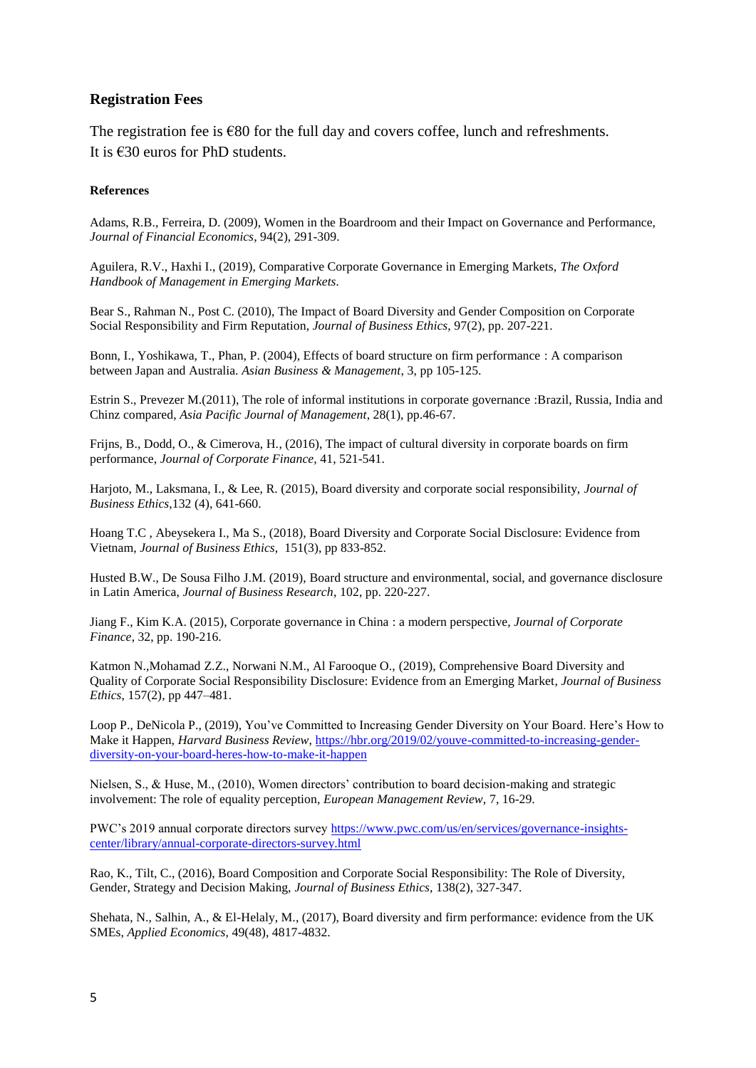## Registration Fees

The registration fee is €80 for the full day and covers coffee, lunch and refreshments. It is €30 euros for PhD students.

### References

Adams, R.B., Ferreira, D. (2009), Women in the Boardroom and their Impact on Governance and Performance, *Journal of Financial Economics*, 94(2), 291-309.

Aguilera, R.V., Haxhi I., (2019), Comparative Corporate Governance in Emerging Markets, *The Oxford Handbook of Management in Emerging Markets.*

Bear S., Rahman N., Post C. (2010), The Impact of Board Diversity and Gender Composition on Corporate Social Responsibility and Firm Reputation, *Journal of Business Ethics*, 97(2), pp. 207-221.

Bonn, I., Yoshikawa, T., Phan, P. (2004), Effects of board structure on firm performance : A comparison between Japan and Australia. *Asian Business & Management*, 3, pp 105-125.

Estrin S., Prevezer M.(2011), The role of informal institutions in corporate governance :Brazil, Russia, India and Chinz compared, *Asia Pacific Journal of Management*, 28(1), pp.46-67.

Frijns, B., Dodd, O., & Cimerova, H., (2016), The impact of cultural diversity in corporate boards on firm performance, *Journal of Corporate Finance,* 41, 521-541.

Harjoto, M., Laksmana, I., & Lee, R. (2015), Board diversity and corporate social responsibility, *Journal of Business Ethics*,132 (4), 641-660.

Hoang T.C , Abeysekera I., Ma S., (2018), Board Diversity and Corporate Social Disclosure: Evidence from Vietnam, *Journal of Business Ethics*, 151(3), pp 833-852.

Husted B.W., De Sousa Filho J.M. (2019), Board structure and environmental, social, and governance disclosure in Latin America, *Journal of Business Research*, 102, pp. 220-227.

Jiang F., Kim K.A. (2015), Corporate governance in China : a modern perspective, *Journal of Corporate Finance*, 32, pp. 190-216.

Katmon N.,Mohamad Z.Z., Norwani N.M., Al Farooque O., (2019), Comprehensive Board Diversity and Quality of Corporate Social Responsibility Disclosure: Evidence from an Emerging Market, *Journal of Business Ethics*, 157(2), pp 447–481.

Loop P., DeNicola P., (2019), You've Committed to Increasing Gender Diversity on Your Board. Here's How to Make it Happen, *Harvard Business Review*, https://hbr.org/2019/02/youve-committed-to-increasing-gender-diversity-on-your-board-heres-how-to-make-it-happen

Nielsen, S., & Huse, M., (2010), Women directors' contribution to board decision-making and strategic involvement: The role of equality perception, *European Management Review,* 7, 16-29.

PWC's 2019 annual corporate directors survey https://www.pwc.com/us/en/services/governance-insights-center/library/annual-corporate-directors-survey.html

Rao, K., Tilt, C., (2016), Board Composition and Corporate Social Responsibility: The Role of Diversity, Gender, Strategy and Decision Making, *Journal of Business Ethics*, 138(2), 327-347.

Shehata, N., Salhin, A., & El-Helaly, M., (2017), Board diversity and firm performance: evidence from the UK SMEs, *Applied Economics*, 49(48), 4817-4832.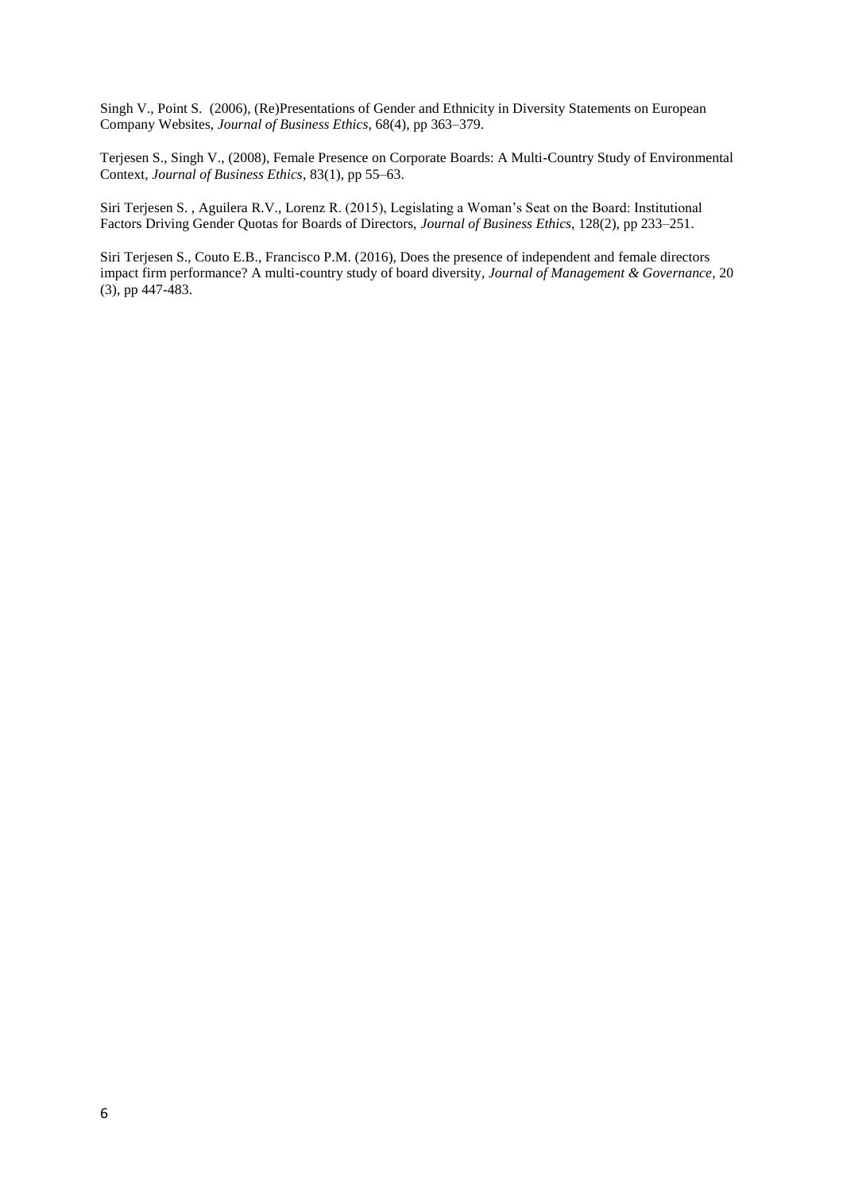Singh V., Point S. (2006), (Re)Presentations of Gender and Ethnicity in Diversity Statements on European Company Websites, *Journal of Business Ethics*, 68(4), pp 363–379.

Terjesen S., Singh V., (2008), Female Presence on Corporate Boards: A Multi-Country Study of Environmental Context, *Journal of Business Ethics*, 83(1), pp 55–63.

Siri Terjesen S. , Aguilera R.V., Lorenz R. (2015), Legislating a Woman's Seat on the Board: Institutional Factors Driving Gender Quotas for Boards of Directors, *Journal of Business Ethics*, 128(2), pp 233–251.

Siri Terjesen S., Couto E.B., Francisco P.M. (2016), Does the presence of independent and female directors impact firm performance? A multi-country study of board diversity, *Journal of Management & Governance*, 20 (3), pp 447-483.